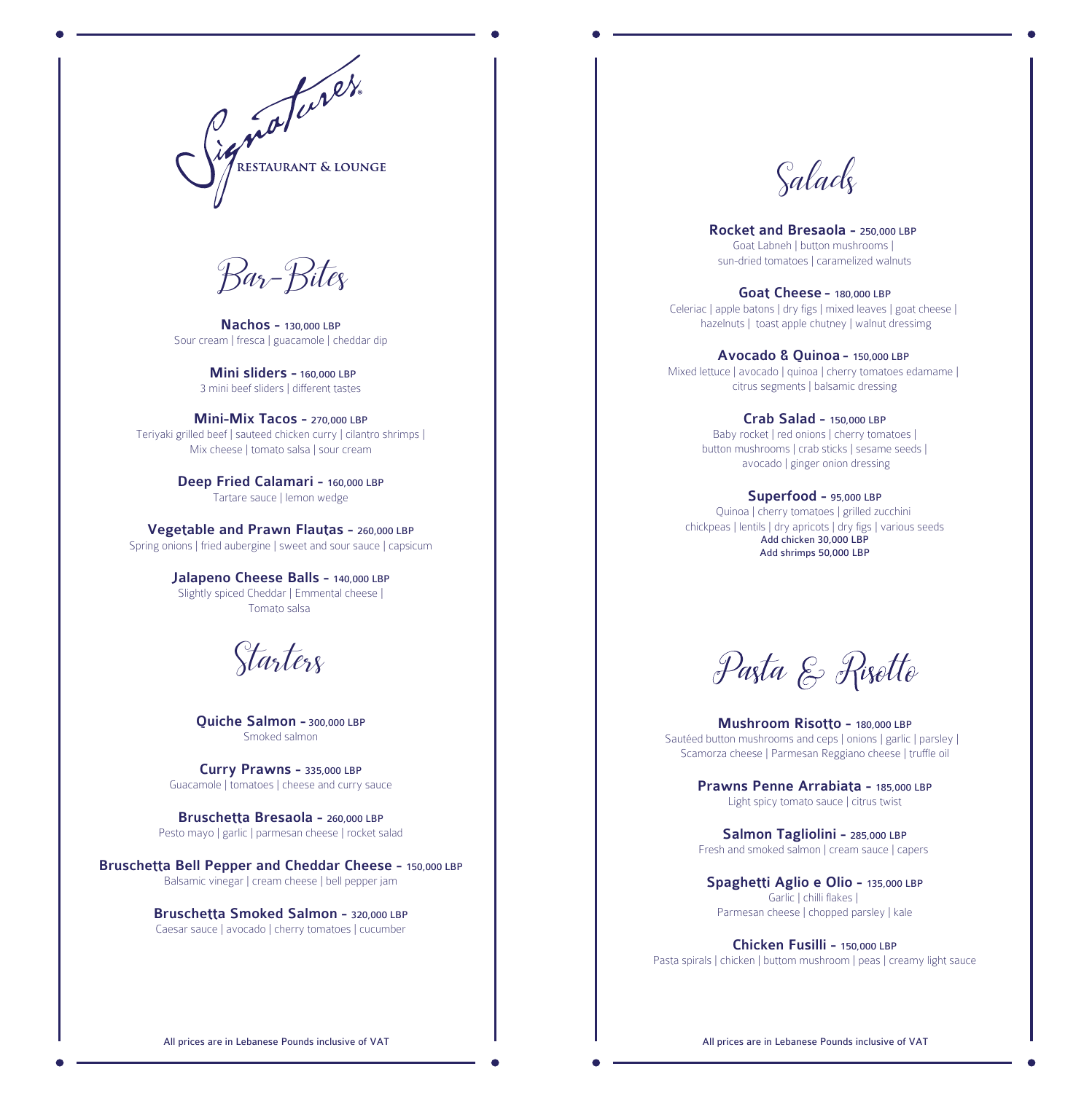# Signatures
RESTAURANT & LOUNGE

## Bar-Bites

**Nachos - 130,000 LBP**
Sour cream | fresca | guacamole | cheddar dip

**Mini sliders - 160,000 LBP**
3 mini beef sliders | different tastes

**Mini-Mix Tacos - 270,000 LBP**
Teriyaki grilled beef | sauteed chicken curry | cilantro shrimps | Mix cheese | tomato salsa | sour cream

**Deep Fried Calamari - 160,000 LBP**
Tartare sauce | lemon wedge

**Vegetable and Prawn Flautas - 260,000 LBP**
Spring onions | fried aubergine | sweet and sour sauce | capsicum

**Jalapeno Cheese Balls - 140,000 LBP**
Slightly spiced Cheddar | Emmental cheese | Tomato salsa

## Starters

**Quiche Salmon - 300,000 LBP**
Smoked salmon

**Curry Prawns - 335,000 LBP**
Guacamole | tomatoes | cheese and curry sauce

**Bruschetta Bresaola - 260,000 LBP**
Pesto mayo | garlic | parmesan cheese | rocket salad

**Bruschetta Bell Pepper and Cheddar Cheese - 150,000 LBP**
Balsamic vinegar | cream cheese | bell pepper jam

**Bruschetta Smoked Salmon - 320,000 LBP**
Caesar sauce | avocado | cherry tomatoes | cucumber

All prices are in Lebanese Pounds inclusive of VAT

## Salads

**Rocket and Bresaola - 250,000 LBP**
Goat Labneh | button mushrooms | sun-dried tomatoes | caramelized walnuts

**Goat Cheese - 180,000 LBP**
Celeriac | apple batons | dry figs | mixed leaves | goat cheese | hazelnuts | toast apple chutney | walnut dressimg

**Avocado & Quinoa - 150,000 LBP**
Mixed lettuce | avocado | quinoa | cherry tomatoes edamame | citrus segments | balsamic dressing

**Crab Salad - 150,000 LBP**
Baby rocket | red onions | cherry tomatoes | button mushrooms | crab sticks | sesame seeds | avocado | ginger onion dressing

**Superfood - 95,000 LBP**
Quinoa | cherry tomatoes | grilled zucchini chickpeas | lentils | dry apricots | dry figs | various seeds
Add chicken 30,000 LBP
Add shrimps 50,000 LBP

## Pasta & Risotto

**Mushroom Risotto - 180,000 LBP**
Sautéed button mushrooms and ceps | onions | garlic | parsley | Scamorza cheese | Parmesan Reggiano cheese | truffle oil

**Prawns Penne Arrabiata - 185,000 LBP**
Light spicy tomato sauce | citrus twist

**Salmon Tagliolini - 285,000 LBP**
Fresh and smoked salmon | cream sauce | capers

**Spaghetti Aglio e Olio - 135,000 LBP**
Garlic | chilli flakes | Parmesan cheese | chopped parsley | kale

**Chicken Fusilli - 150,000 LBP**
Pasta spirals | chicken | buttom mushroom | peas | creamy light sauce

All prices are in Lebanese Pounds inclusive of VAT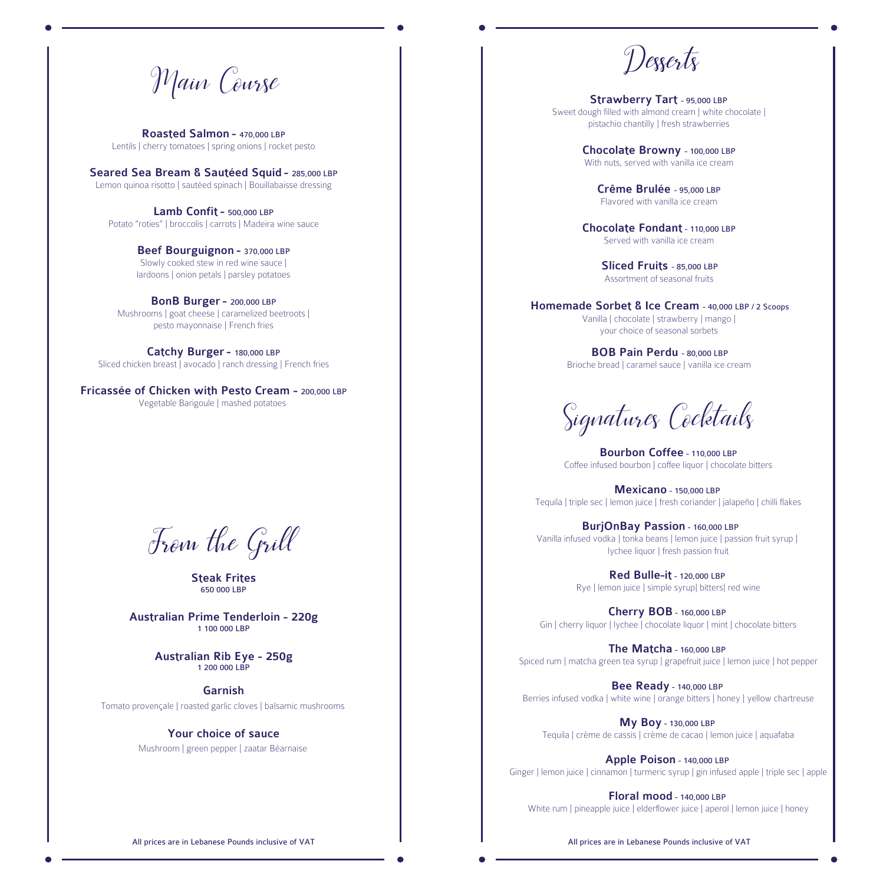# Main Course

**Roasted Salmon** - 470,000 LBP
Lentils | cherry tomatoes | spring onions | rocket pesto

**Seared Sea Bream & Sautéed Squid** - 285,000 LBP
Lemon quinoa risotto | sautéed spinach | Bouillabaisse dressing

**Lamb Confit** - 500,000 LBP
Potato "roties" | broccolis | carrots | Madeira wine sauce

**Beef Bourguignon** - 370,000 LBP
Slowly cooked stew in red wine sauce | lardoons | onion petals | parsley potatoes

**BonB Burger** - 200,000 LBP
Mushrooms | goat cheese | caramelized beetroots | pesto mayonnaise | French fries

**Catchy Burger** - 180,000 LBP
Sliced chicken breast | avocado | ranch dressing | French fries

**Fricassée of Chicken with Pesto Cream** - 200,000 LBP
Vegetable Barigoule | mashed potatoes

# From the Grill

**Steak Frites**
650 000 LBP

**Australian Prime Tenderloin - 220g**
1 100 000 LBP

**Australian Rib Eye - 250g**
1 200 000 LBP

**Garnish**
Tomato provençale | roasted garlic cloves | balsamic mushrooms

**Your choice of sauce**
Mushroom | green pepper | zaatar Béarnaise

All prices are in Lebanese Pounds inclusive of VAT

# Desserts

**Strawberry Tart** - 95,000 LBP
Sweet dough filled with almond cream | white chocolate | pistachio chantilly | fresh strawberries

**Chocolate Browny** - 100,000 LBP
With nuts, served with vanilla ice cream

**Crême Brulée** - 95,000 LBP
Flavored with vanilla ice cream

**Chocolate Fondant** - 110,000 LBP
Served with vanilla ice cream

**Sliced Fruits** - 85,000 LBP
Assortment of seasonal fruits

**Homemade Sorbet & Ice Cream** - 40,000 LBP / 2 Scoops
Vanilla | chocolate | strawberry | mango | your choice of seasonal sorbets

**BOB Pain Perdu** - 80,000 LBP
Brioche bread | caramel sauce | vanilla ice cream

# Signatures Cocktails

**Bourbon Coffee** - 110,000 LBP
Coffee infused bourbon | coffee liquor | chocolate bitters

**Mexicano** - 150,000 LBP
Tequila | triple sec | lemon juice | fresh coriander | jalapeño | chilli flakes

**BurjOnBay Passion** - 160,000 LBP
Vanilla infused vodka | tonka beans | lemon juice | passion fruit syrup | lychee liquor | fresh passion fruit

**Red Bulle-it** - 120,000 LBP
Rye | lemon juice | simple syrup| bitters| red wine

**Cherry BOB** - 160,000 LBP
Gin | cherry liquor | lychee | chocolate liquor | mint | chocolate bitters

**The Matcha** - 160,000 LBP
Spiced rum | matcha green tea syrup | grapefruit juice | lemon juice | hot pepper

**Bee Ready** - 140,000 LBP
Berries infused vodka | white wine | orange bitters | honey | yellow chartreuse

**My Boy** - 130,000 LBP
Tequila | crème de cassis | crème de cacao | lemon juice | aquafaba

**Apple Poison** - 140,000 LBP
Ginger | lemon juice | cinnamon | turmeric syrup | gin infused apple | triple sec | apple

**Floral mood** - 140,000 LBP
White rum | pineapple juice | elderflower juice | aperol | lemon juice | honey

All prices are in Lebanese Pounds inclusive of VAT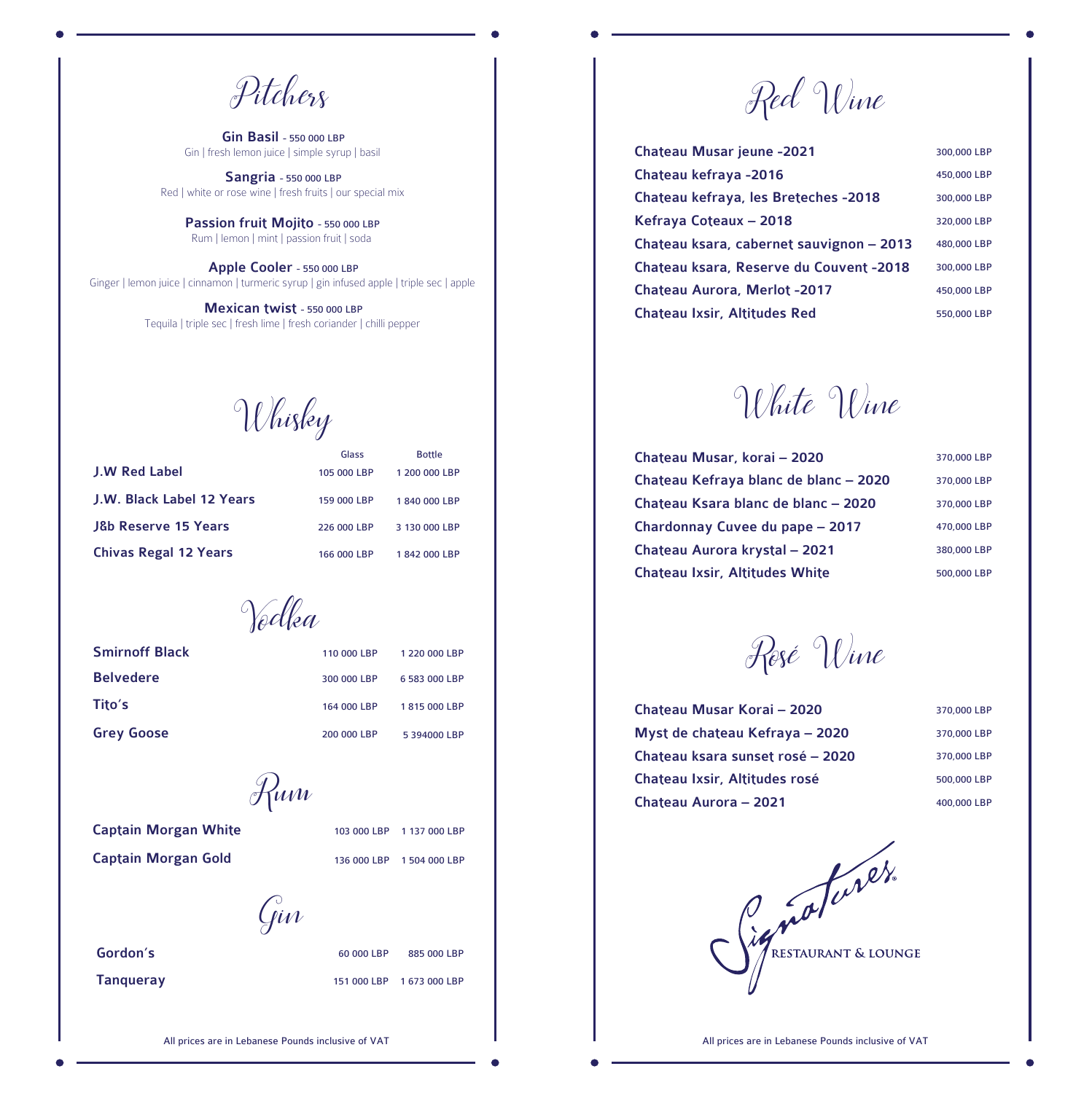## Pitchers

**Gin Basil** - 550 000 LBP
Gin | fresh lemon juice | simple syrup | basil

**Sangria** - 550 000 LBP
Red | white or rose wine | fresh fruits | our special mix

**Passion fruit Mojito** - 550 000 LBP
Rum | lemon | mint | passion fruit | soda

**Apple Cooler** - 550 000 LBP
Ginger | lemon juice | cinnamon | turmeric syrup | gin infused apple | triple sec | apple

**Mexican twist** - 550 000 LBP
Tequila | triple sec | fresh lime | fresh coriander | chilli pepper

## Whisky

| | Glass | Bottle |
|---|---|---|
| **J.W Red Label** | 105 000 LBP | 1 200 000 LBP |
| **J.W. Black Label 12 Years** | 159 000 LBP | 1 840 000 LBP |
| **J&b Reserve 15 Years** | 226 000 LBP | 3 130 000 LBP |
| **Chivas Regal 12 Years** | 166 000 LBP | 1 842 000 LBP |

## Vodka

| | | |
|---|---|---|
| **Smirnoff Black** | 110 000 LBP | 1 220 000 LBP |
| **Belvedere** | 300 000 LBP | 6 583 000 LBP |
| **Tito's** | 164 000 LBP | 1 815 000 LBP |
| **Grey Goose** | 200 000 LBP | 5 394000 LBP |

## Rum

| | | |
|---|---|---|
| **Captain Morgan White** | 103 000 LBP | 1 137 000 LBP |
| **Captain Morgan Gold** | 136 000 LBP | 1 504 000 LBP |

## Gin

| | | |
|---|---|---|
| **Gordon's** | 60 000 LBP | 885 000 LBP |
| **Tanqueray** | 151 000 LBP | 1 673 000 LBP |

All prices are in Lebanese Pounds inclusive of VAT

## Red Wine

| | |
|---|---|
| **Chateau Musar jeune -2021** | 300,000 LBP |
| **Chateau kefraya -2016** | 450,000 LBP |
| **Chateau kefraya, les Breteches -2018** | 300,000 LBP |
| **Kefraya Coteaux – 2018** | 320,000 LBP |
| **Chateau ksara, cabernet sauvignon – 2013** | 480,000 LBP |
| **Chateau ksara, Reserve du Couvent -2018** | 300,000 LBP |
| **Chateau Aurora, Merlot -2017** | 450,000 LBP |
| **Chateau Ixsir, Altitudes Red** | 550,000 LBP |

## White Wine

| | |
|---|---|
| **Chateau Musar, korai – 2020** | 370,000 LBP |
| **Chateau Kefraya blanc de blanc – 2020** | 370,000 LBP |
| **Chateau Ksara blanc de blanc – 2020** | 370,000 LBP |
| **Chardonnay Cuvee du pape – 2017** | 470,000 LBP |
| **Chateau Aurora krystal – 2021** | 380,000 LBP |
| **Chateau Ixsir, Altitudes White** | 500,000 LBP |

## Rosé Wine

| | |
|---|---|
| **Chateau Musar Korai – 2020** | 370,000 LBP |
| **Myst de chateau Kefraya – 2020** | 370,000 LBP |
| **Chateau ksara sunset rosé – 2020** | 370,000 LBP |
| **Chateau Ixsir, Altitudes rosé** | 500,000 LBP |
| **Chateau Aurora – 2021** | 400,000 LBP |

Signatures
RESTAURANT & LOUNGE

All prices are in Lebanese Pounds inclusive of VAT